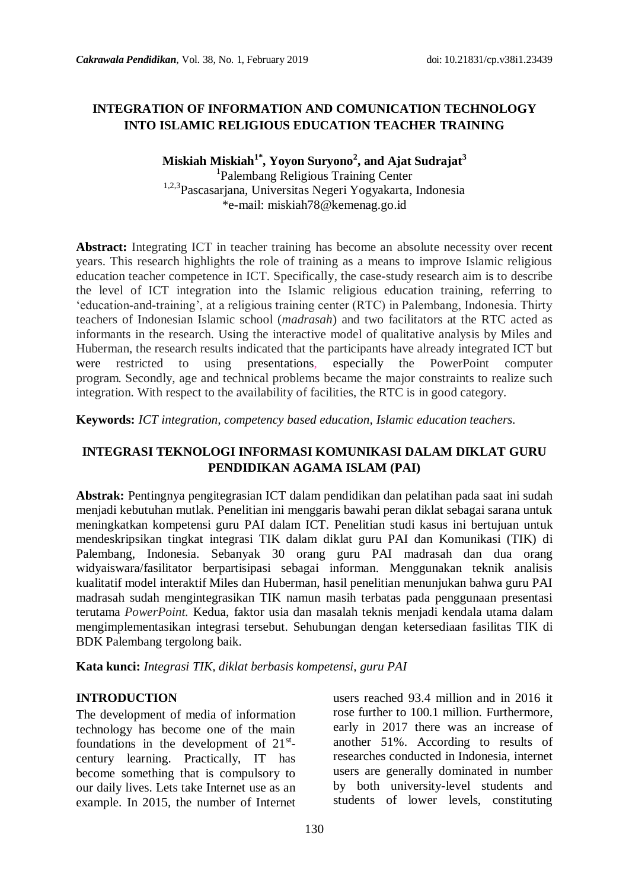# INTEGRATION OF INFORMATION AND COMUNICATION TECHNOLOGY INTO ISLAMIC RELIGIOUS EDUCATION TEACHER TRAINING

**Miskiah Miskiah[1*], Yoyon Suryono[2], and Ajat Sudrajat[3]**

[1]Palembang Religious Training Center
[1,2,3]Pascasarjana, Universitas Negeri Yogyakarta, Indonesia
*e-mail: miskiah78@kemenag.go.id

**Abstract:** Integrating ICT in teacher training has become an absolute necessity over recent years. This research highlights the role of training as a means to improve Islamic religious education teacher competence in ICT. Specifically, the case-study research aim is to describe the level of ICT integration into the Islamic religious education training, referring to 'education-and-training', at a religious training center (RTC) in Palembang, Indonesia. Thirty teachers of Indonesian Islamic school (*madrasah*) and two facilitators at the RTC acted as informants in the research. Using the interactive model of qualitative analysis by Miles and Huberman, the research results indicated that the participants have already integrated ICT but were restricted to using presentations, especially the PowerPoint computer program. Secondly, age and technical problems became the major constraints to realize such integration. With respect to the availability of facilities, the RTC is in good category.

**Keywords:** *ICT integration, competency based education, Islamic education teachers.*

## INTEGRASI TEKNOLOGI INFORMASI KOMUNIKASI DALAM DIKLAT GURU PENDIDIKAN AGAMA ISLAM (PAI)

**Abstrak:** Pentingnya pengitegrasian ICT dalam pendidikan dan pelatihan pada saat ini sudah menjadi kebutuhan mutlak. Penelitian ini menggaris bawahi peran diklat sebagai sarana untuk meningkatkan kompetensi guru PAI dalam ICT. Penelitian studi kasus ini bertujuan untuk mendeskripsikan tingkat integrasi TIK dalam diklat guru PAI dan Komunikasi (TIK) di Palembang, Indonesia. Sebanyak 30 orang guru PAI madrasah dan dua orang widyaiswara/fasilitator berpartisipasi sebagai informan. Menggunakan teknik analisis kualitatif model interaktif Miles dan Huberman, hasil penelitian menunjukan bahwa guru PAI madrasah sudah mengintegrasikan TIK namun masih terbatas pada penggunaan presentasi terutama *PowerPoint.* Kedua, faktor usia dan masalah teknis menjadi kendala utama dalam mengimplementasikan integrasi tersebut. Sehubungan dengan ketersediaan fasilitas TIK di BDK Palembang tergolong baik.

**Kata kunci:** *Integrasi TIK, diklat berbasis kompetensi, guru PAI*

## INTRODUCTION

The development of media of information technology has become one of the main foundations in the development of 21st-century learning. Practically, IT has become something that is compulsory to our daily lives. Lets take Internet use as an example. In 2015, the number of Internet users reached 93.4 million and in 2016 it rose further to 100.1 million. Furthermore, early in 2017 there was an increase of another 51%. According to results of researches conducted in Indonesia, internet users are generally dominated in number by both university-level students and students of lower levels, constituting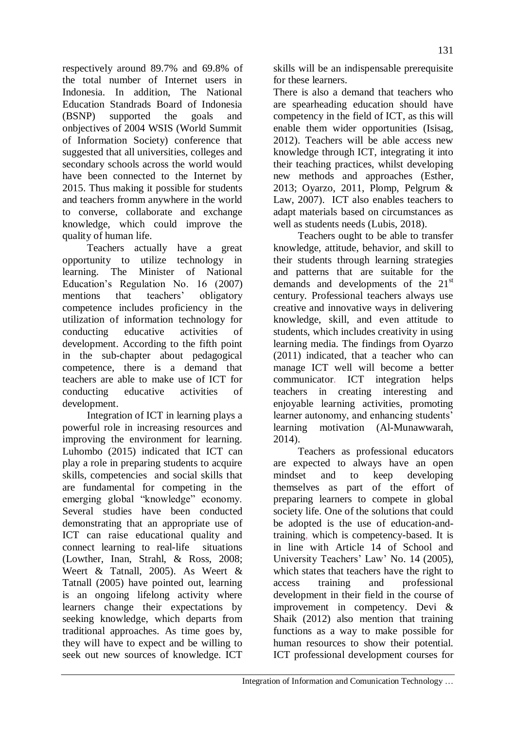respectively around 89.7% and 69.8% of the total number of Internet users in Indonesia. In addition, The National Education Standrads Board of Indonesia (BSNP) supported the goals and onbjectives of 2004 WSIS (World Summit of Information Society) conference that suggested that all universities, colleges and secondary schools across the world would have been connected to the Internet by 2015. Thus making it possible for students and teachers fromm anywhere in the world to converse, collaborate and exchange knowledge, which could improve the quality of human life.

Teachers actually have a great opportunity to utilize technology in learning. The Minister of National Education's Regulation No. 16 (2007) mentions that teachers' obligatory competence includes proficiency in the utilization of information technology for conducting educative activities of development. According to the fifth point in the sub-chapter about pedagogical competence, there is a demand that teachers are able to make use of ICT for conducting educative activities of development.

Integration of ICT in learning plays a powerful role in increasing resources and improving the environment for learning. Luhombo (2015) indicated that ICT can play a role in preparing students to acquire skills, competencies and social skills that are fundamental for competing in the emerging global "knowledge" economy. Several studies have been conducted demonstrating that an appropriate use of ICT can raise educational quality and connect learning to real-life situations (Lowther, Inan, Strahl, & Ross, 2008; Weert & Tatnall, 2005). As Weert & Tatnall (2005) have pointed out, learning is an ongoing lifelong activity where learners change their expectations by seeking knowledge, which departs from traditional approaches. As time goes by, they will have to expect and be willing to seek out new sources of knowledge. ICT skills will be an indispensable prerequisite for these learners.

There is also a demand that teachers who are spearheading education should have competency in the field of ICT, as this will enable them wider opportunities (Isisag, 2012). Teachers will be able access new knowledge through ICT, integrating it into their teaching practices, whilst developing new methods and approaches (Esther, 2013; Oyarzo, 2011, Plomp, Pelgrum & Law, 2007). ICT also enables teachers to adapt materials based on circumstances as well as students needs (Lubis, 2018).

Teachers ought to be able to transfer knowledge, attitude, behavior, and skill to their students through learning strategies and patterns that are suitable for the demands and developments of the 21[st] century. Professional teachers always use creative and innovative ways in delivering knowledge, skill, and even attitude to students, which includes creativity in using learning media. The findings from Oyarzo (2011) indicated, that a teacher who can manage ICT well will become a better communicator. ICT integration helps teachers in creating interesting and enjoyable learning activities, promoting learner autonomy, and enhancing students' learning motivation (Al-Munawwarah, 2014).

Teachers as professional educators are expected to always have an open mindset and to keep developing themselves as part of the effort of preparing learners to compete in global society life. One of the solutions that could be adopted is the use of education-and-training, which is competency-based. It is in line with Article 14 of School and University Teachers' Law' No. 14 (2005), which states that teachers have the right to access training and professional development in their field in the course of improvement in competency. Devi & Shaik (2012) also mention that training functions as a way to make possible for human resources to show their potential. ICT professional development courses for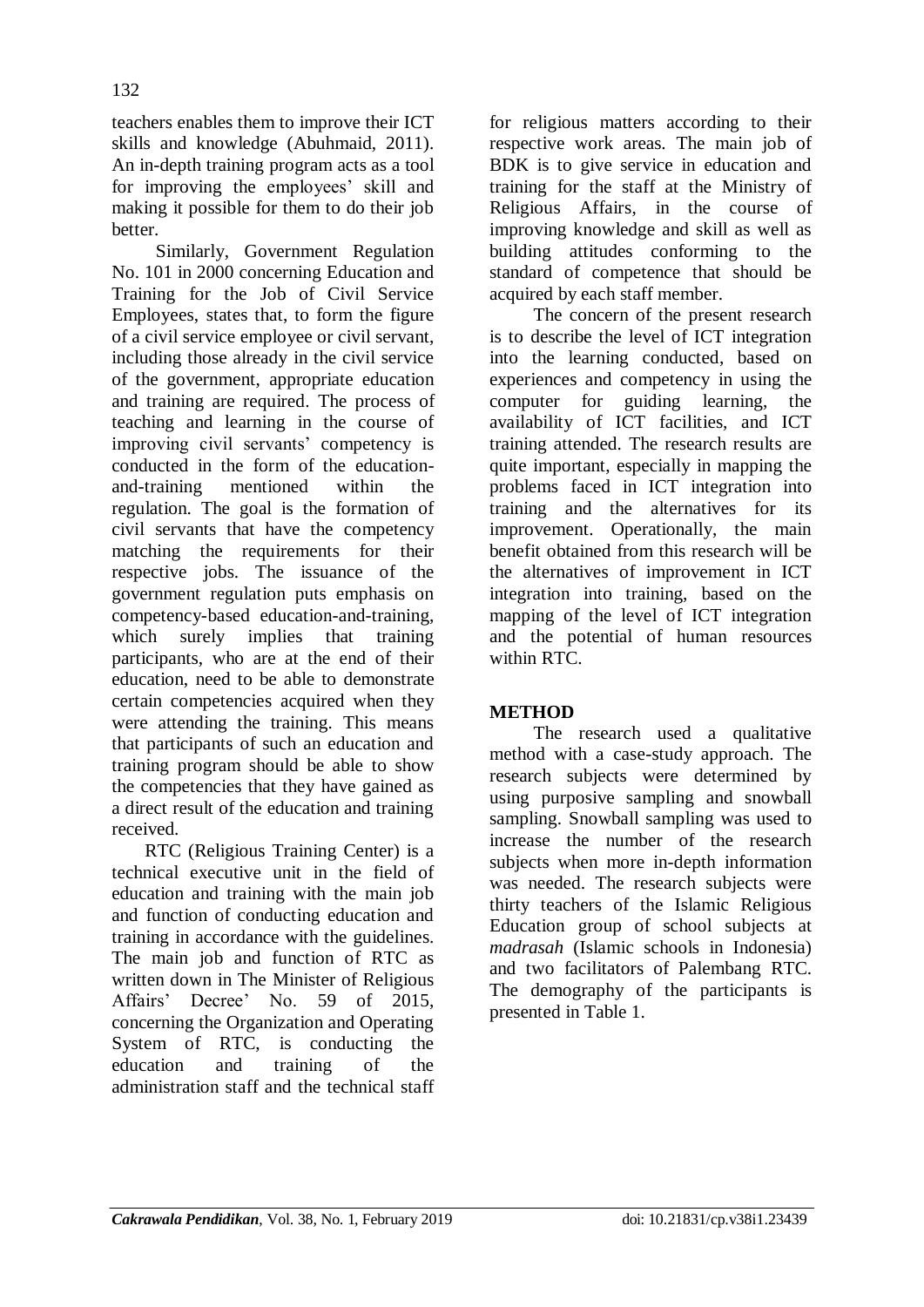teachers enables them to improve their ICT skills and knowledge (Abuhmaid, 2011). An in-depth training program acts as a tool for improving the employees' skill and making it possible for them to do their job better.

Similarly, Government Regulation No. 101 in 2000 concerning Education and Training for the Job of Civil Service Employees, states that, to form the figure of a civil service employee or civil servant, including those already in the civil service of the government, appropriate education and training are required. The process of teaching and learning in the course of improving civil servants' competency is conducted in the form of the education-and-training mentioned within the regulation. The goal is the formation of civil servants that have the competency matching the requirements for their respective jobs. The issuance of the government regulation puts emphasis on competency-based education-and-training, which surely implies that training participants, who are at the end of their education, need to be able to demonstrate certain competencies acquired when they were attending the training. This means that participants of such an education and training program should be able to show the competencies that they have gained as a direct result of the education and training received.

RTC (Religious Training Center) is a technical executive unit in the field of education and training with the main job and function of conducting education and training in accordance with the guidelines. The main job and function of RTC as written down in The Minister of Religious Affairs' Decree' No. 59 of 2015, concerning the Organization and Operating System of RTC, is conducting the education and training of the administration staff and the technical staff for religious matters according to their respective work areas. The main job of BDK is to give service in education and training for the staff at the Ministry of Religious Affairs, in the course of improving knowledge and skill as well as building attitudes conforming to the standard of competence that should be acquired by each staff member.

The concern of the present research is to describe the level of ICT integration into the learning conducted, based on experiences and competency in using the computer for guiding learning, the availability of ICT facilities, and ICT training attended. The research results are quite important, especially in mapping the problems faced in ICT integration into training and the alternatives for its improvement. Operationally, the main benefit obtained from this research will be the alternatives of improvement in ICT integration into training, based on the mapping of the level of ICT integration and the potential of human resources within RTC.

## METHOD

The research used a qualitative method with a case-study approach. The research subjects were determined by using purposive sampling and snowball sampling. Snowball sampling was used to increase the number of the research subjects when more in-depth information was needed. The research subjects were thirty teachers of the Islamic Religious Education group of school subjects at *madrasah* (Islamic schools in Indonesia) and two facilitators of Palembang RTC. The demography of the participants is presented in Table 1.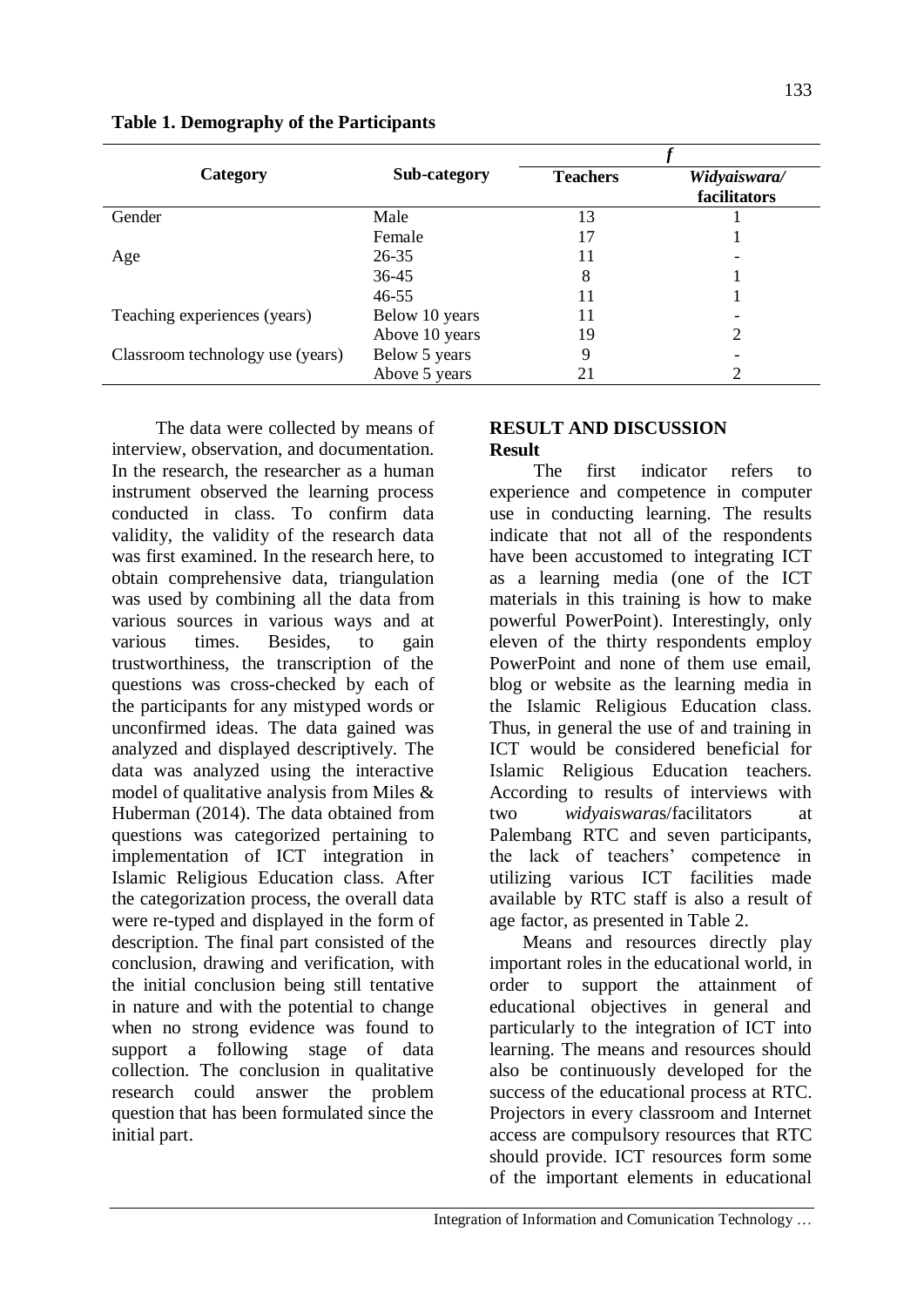**Table 1. Demography of the Participants**

| Category | Sub-category | *f* | |
|---|---|---|---|
| | | Teachers | *Widyaiswara/* facilitators |
| Gender | Male | 13 | 1 |
| | Female | 17 | 1 |
| Age | 26-35 | 11 | - |
| | 36-45 | 8 | 1 |
| | 46-55 | 11 | 1 |
| Teaching experiences (years) | Below 10 years | 11 | - |
| | Above 10 years | 19 | 2 |
| Classroom technology use (years) | Below 5 years | 9 | - |
| | Above 5 years | 21 | 2 |

The data were collected by means of interview, observation, and documentation. In the research, the researcher as a human instrument observed the learning process conducted in class. To confirm data validity, the validity of the research data was first examined. In the research here, to obtain comprehensive data, triangulation was used by combining all the data from various sources in various ways and at various times. Besides, to gain trustworthiness, the transcription of the questions was cross-checked by each of the participants for any mistyped words or unconfirmed ideas. The data gained was analyzed and displayed descriptively. The data was analyzed using the interactive model of qualitative analysis from Miles & Huberman (2014). The data obtained from questions was categorized pertaining to implementation of ICT integration in Islamic Religious Education class. After the categorization process, the overall data were re-typed and displayed in the form of description. The final part consisted of the conclusion, drawing and verification, with the initial conclusion being still tentative in nature and with the potential to change when no strong evidence was found to support a following stage of data collection. The conclusion in qualitative research could answer the problem question that has been formulated since the initial part.

## RESULT AND DISCUSSION

### Result

The first indicator refers to experience and competence in computer use in conducting learning. The results indicate that not all of the respondents have been accustomed to integrating ICT as a learning media (one of the ICT materials in this training is how to make powerful PowerPoint). Interestingly, only eleven of the thirty respondents employ PowerPoint and none of them use email, blog or website as the learning media in the Islamic Religious Education class. Thus, in general the use of and training in ICT would be considered beneficial for Islamic Religious Education teachers. According to results of interviews with two *widyaiswara*s/facilitators at Palembang RTC and seven participants, the lack of teachers' competence in utilizing various ICT facilities made available by RTC staff is also a result of age factor, as presented in Table 2.

Means and resources directly play important roles in the educational world, in order to support the attainment of educational objectives in general and particularly to the integration of ICT into learning. The means and resources should also be continuously developed for the success of the educational process at RTC. Projectors in every classroom and Internet access are compulsory resources that RTC should provide. ICT resources form some of the important elements in educational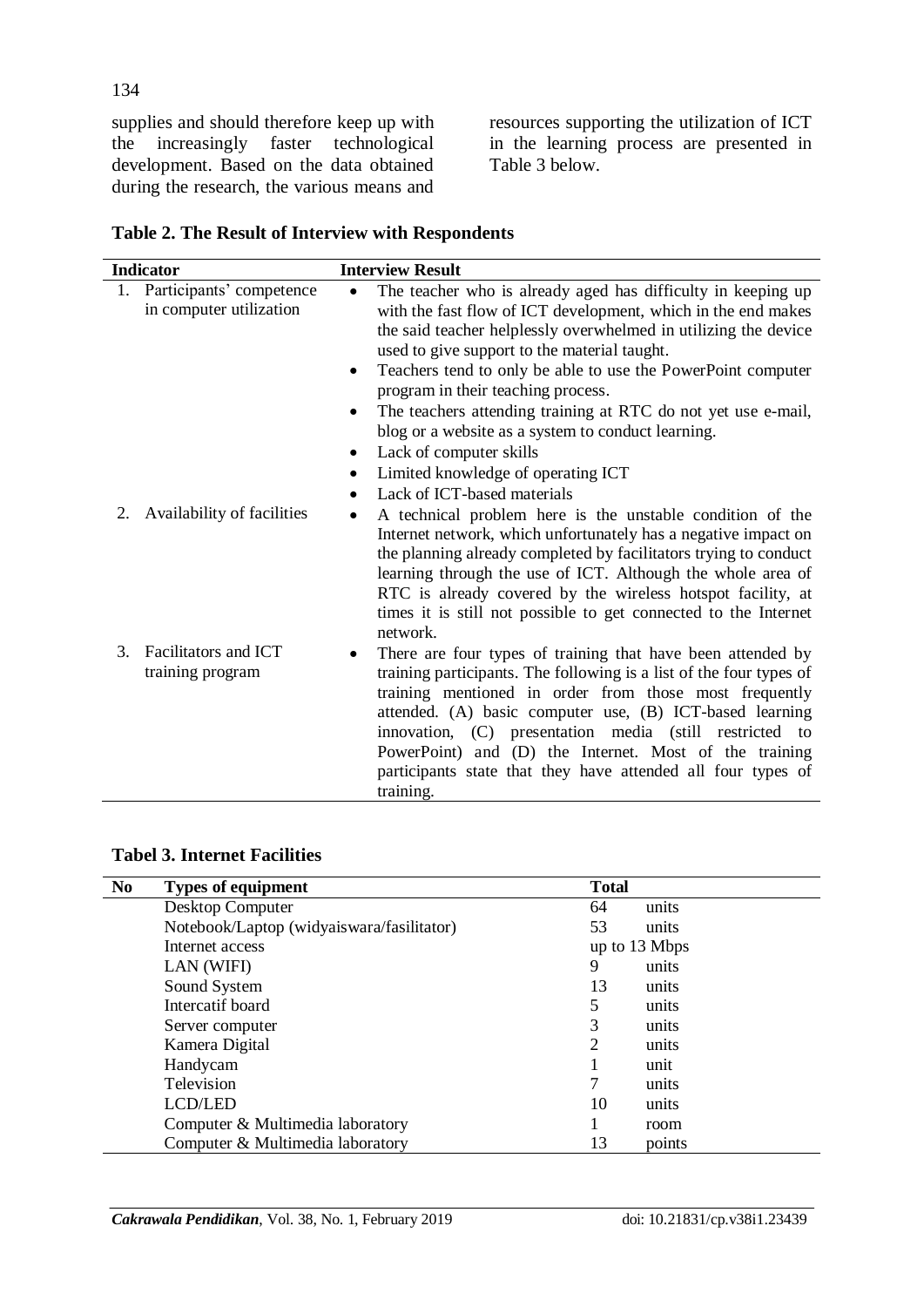supplies and should therefore keep up with the increasingly faster technological development. Based on the data obtained during the research, the various means and resources supporting the utilization of ICT in the learning process are presented in Table 3 below.

**Table 2. The Result of Interview with Respondents**

| Indicator | Interview Result |
|---|---|
| 1. Participants' competence in computer utilization | • The teacher who is already aged has difficulty in keeping up with the fast flow of ICT development, which in the end makes the said teacher helplessly overwhelmed in utilizing the device used to give support to the material taught.<br>• Teachers tend to only be able to use the PowerPoint computer program in their teaching process.<br>• The teachers attending training at RTC do not yet use e-mail, blog or a website as a system to conduct learning.<br>• Lack of computer skills<br>• Limited knowledge of operating ICT<br>• Lack of ICT-based materials |
| 2. Availability of facilities | • A technical problem here is the unstable condition of the Internet network, which unfortunately has a negative impact on the planning already completed by facilitators trying to conduct learning through the use of ICT. Although the whole area of RTC is already covered by the wireless hotspot facility, at times it is still not possible to get connected to the Internet network. |
| 3. Facilitators and ICT training program | • There are four types of training that have been attended by training participants. The following is a list of the four types of training mentioned in order from those most frequently attended. (A) basic computer use, (B) ICT-based learning innovation, (C) presentation media (still restricted to PowerPoint) and (D) the Internet. Most of the training participants state that they have attended all four types of training. |

**Tabel 3. Internet Facilities**

| No | Types of equipment | Total | |
|---|---|---|---|
| | Desktop Computer | 64 | units |
| | Notebook/Laptop (widyaiswara/fasilitator) | 53 | units |
| | Internet access | up to 13 Mbps | |
| | LAN (WIFI) | 9 | units |
| | Sound System | 13 | units |
| | Intercatif board | 5 | units |
| | Server computer | 3 | units |
| | Kamera Digital | 2 | units |
| | Handycam | 1 | unit |
| | Television | 7 | units |
| | LCD/LED | 10 | units |
| | Computer & Multimedia laboratory | 1 | room |
| | Computer & Multimedia laboratory | 13 | points |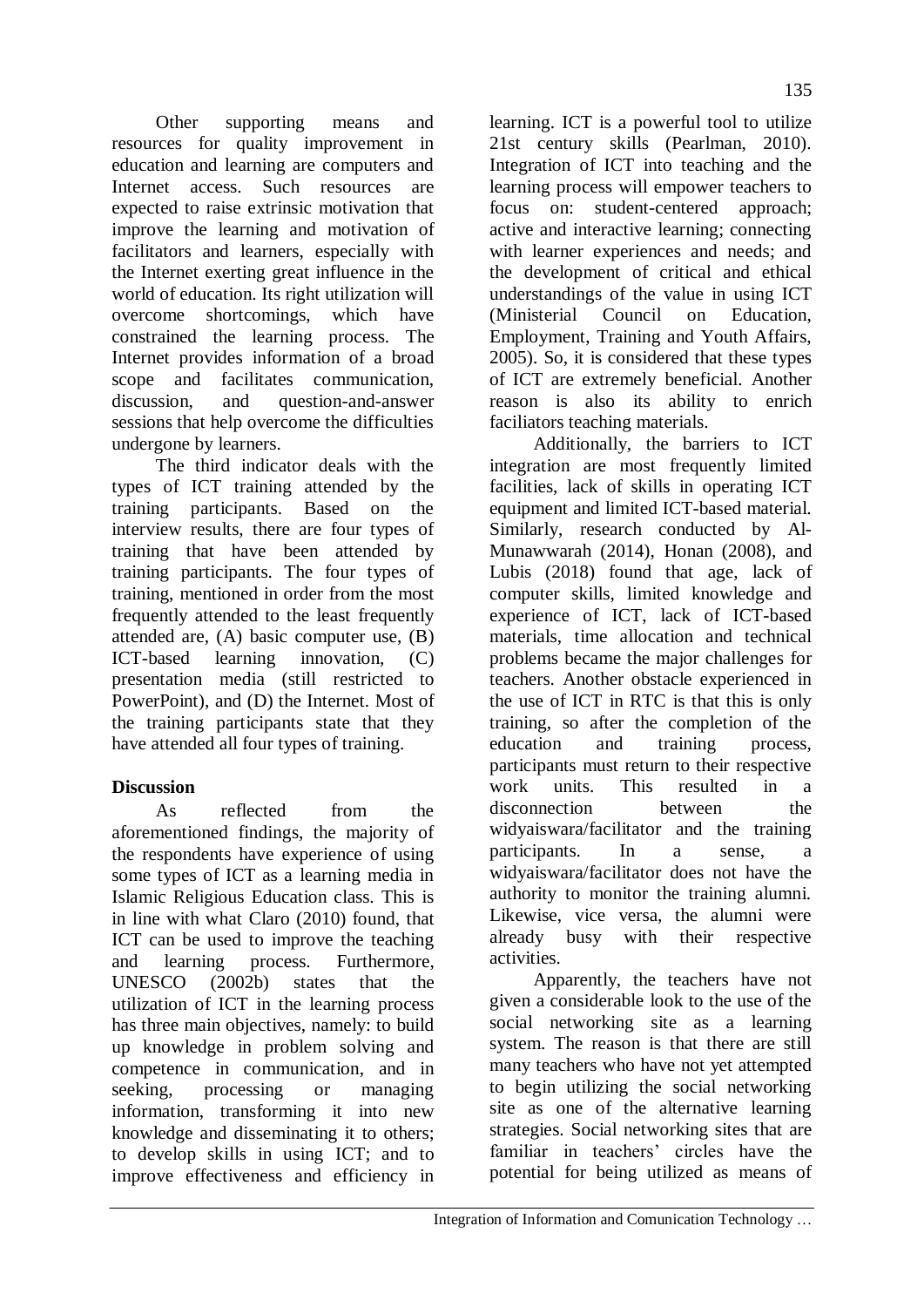Other supporting means and resources for quality improvement in education and learning are computers and Internet access. Such resources are expected to raise extrinsic motivation that improve the learning and motivation of facilitators and learners, especially with the Internet exerting great influence in the world of education. Its right utilization will overcome shortcomings, which have constrained the learning process. The Internet provides information of a broad scope and facilitates communication, discussion, and question-and-answer sessions that help overcome the difficulties undergone by learners.

The third indicator deals with the types of ICT training attended by the training participants. Based on the interview results, there are four types of training that have been attended by training participants. The four types of training, mentioned in order from the most frequently attended to the least frequently attended are, (A) basic computer use, (B) ICT-based learning innovation, (C) presentation media (still restricted to PowerPoint), and (D) the Internet. Most of the training participants state that they have attended all four types of training.

## Discussion

As reflected from the aforementioned findings, the majority of the respondents have experience of using some types of ICT as a learning media in Islamic Religious Education class. This is in line with what Claro (2010) found, that ICT can be used to improve the teaching and learning process. Furthermore, UNESCO (2002b) states that the utilization of ICT in the learning process has three main objectives, namely: to build up knowledge in problem solving and competence in communication, and in seeking, processing or managing information, transforming it into new knowledge and disseminating it to others; to develop skills in using ICT; and to improve effectiveness and efficiency in learning. ICT is a powerful tool to utilize 21st century skills (Pearlman, 2010). Integration of ICT into teaching and the learning process will empower teachers to focus on: student-centered approach; active and interactive learning; connecting with learner experiences and needs; and the development of critical and ethical understandings of the value in using ICT (Ministerial Council on Education, Employment, Training and Youth Affairs, 2005). So, it is considered that these types of ICT are extremely beneficial. Another reason is also its ability to enrich faciliators teaching materials.

Additionally, the barriers to ICT integration are most frequently limited facilities, lack of skills in operating ICT equipment and limited ICT-based material. Similarly, research conducted by Al-Munawwarah (2014), Honan (2008), and Lubis (2018) found that age, lack of computer skills, limited knowledge and experience of ICT, lack of ICT-based materials, time allocation and technical problems became the major challenges for teachers. Another obstacle experienced in the use of ICT in RTC is that this is only training, so after the completion of the education and training process, participants must return to their respective work units. This resulted in a disconnection between the widyaiswara/facilitator and the training participants. In a sense, a widyaiswara/facilitator does not have the authority to monitor the training alumni. Likewise, vice versa, the alumni were already busy with their respective activities.

Apparently, the teachers have not given a considerable look to the use of the social networking site as a learning system. The reason is that there are still many teachers who have not yet attempted to begin utilizing the social networking site as one of the alternative learning strategies. Social networking sites that are familiar in teachers' circles have the potential for being utilized as means of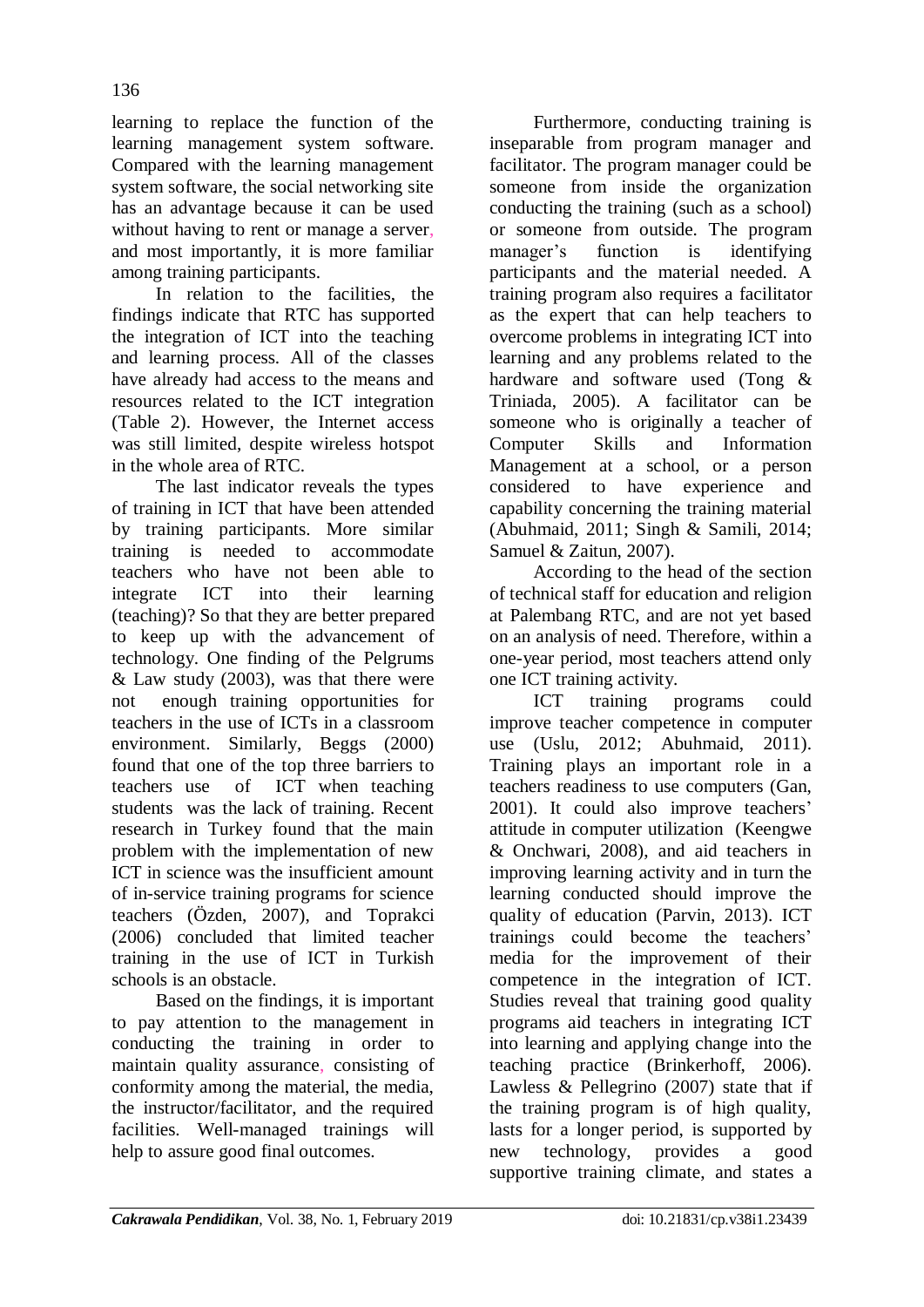learning to replace the function of the learning management system software. Compared with the learning management system software, the social networking site has an advantage because it can be used without having to rent or manage a server, and most importantly, it is more familiar among training participants.

In relation to the facilities, the findings indicate that RTC has supported the integration of ICT into the teaching and learning process. All of the classes have already had access to the means and resources related to the ICT integration (Table 2). However, the Internet access was still limited, despite wireless hotspot in the whole area of RTC.

The last indicator reveals the types of training in ICT that have been attended by training participants. More similar training is needed to accommodate teachers who have not been able to integrate ICT into their learning (teaching)? So that they are better prepared to keep up with the advancement of technology. One finding of the Pelgrums & Law study (2003), was that there were not enough training opportunities for teachers in the use of ICTs in a classroom environment. Similarly, Beggs (2000) found that one of the top three barriers to teachers use of ICT when teaching students was the lack of training. Recent research in Turkey found that the main problem with the implementation of new ICT in science was the insufficient amount of in-service training programs for science teachers (Özden, 2007), and Toprakci (2006) concluded that limited teacher training in the use of ICT in Turkish schools is an obstacle.

Based on the findings, it is important to pay attention to the management in conducting the training in order to maintain quality assurance, consisting of conformity among the material, the media, the instructor/facilitator, and the required facilities. Well-managed trainings will help to assure good final outcomes.

Furthermore, conducting training is inseparable from program manager and facilitator. The program manager could be someone from inside the organization conducting the training (such as a school) or someone from outside. The program manager's function is identifying participants and the material needed. A training program also requires a facilitator as the expert that can help teachers to overcome problems in integrating ICT into learning and any problems related to the hardware and software used (Tong & Triniada, 2005). A facilitator can be someone who is originally a teacher of Computer Skills and Information Management at a school, or a person considered to have experience and capability concerning the training material (Abuhmaid, 2011; Singh & Samili, 2014; Samuel & Zaitun, 2007).

According to the head of the section of technical staff for education and religion at Palembang RTC, and are not yet based on an analysis of need. Therefore, within a one-year period, most teachers attend only one ICT training activity.

ICT training programs could improve teacher competence in computer use (Uslu, 2012; Abuhmaid, 2011). Training plays an important role in a teachers readiness to use computers (Gan, 2001). It could also improve teachers' attitude in computer utilization (Keengwe & Onchwari, 2008), and aid teachers in improving learning activity and in turn the learning conducted should improve the quality of education (Parvin, 2013). ICT trainings could become the teachers' media for the improvement of their competence in the integration of ICT. Studies reveal that training good quality programs aid teachers in integrating ICT into learning and applying change into the teaching practice (Brinkerhoff, 2006). Lawless & Pellegrino (2007) state that if the training program is of high quality, lasts for a longer period, is supported by new technology, provides a good supportive training climate, and states a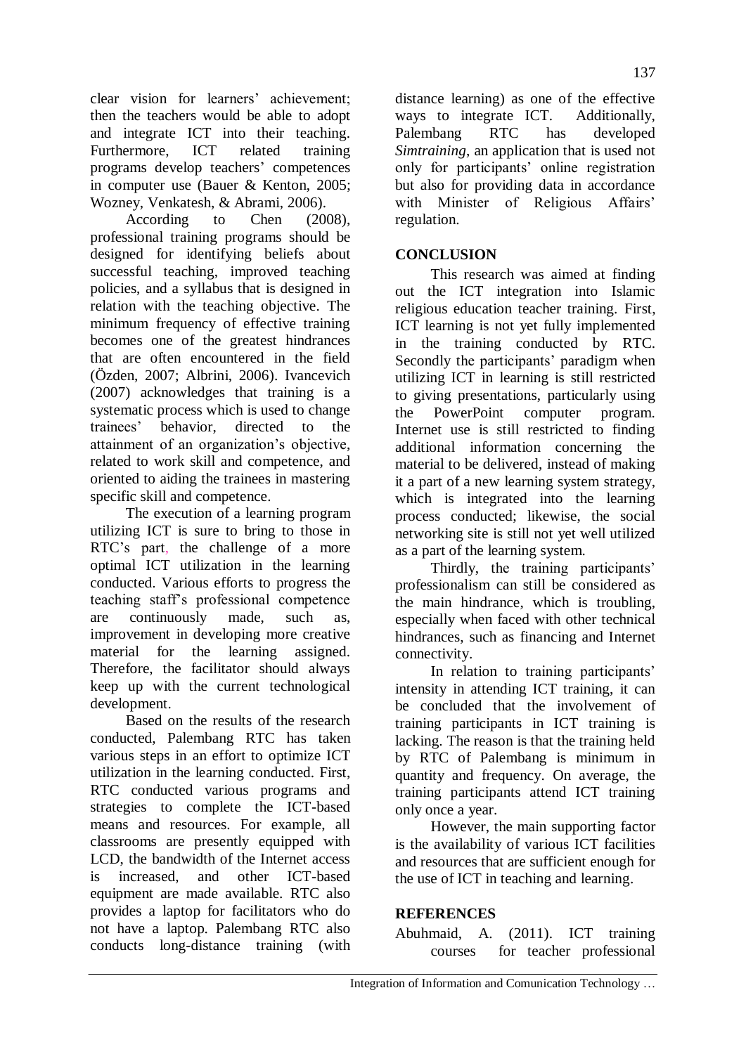clear vision for learners' achievement; then the teachers would be able to adopt and integrate ICT into their teaching. Furthermore, ICT related training programs develop teachers' competences in computer use (Bauer & Kenton, 2005; Wozney, Venkatesh, & Abrami, 2006).

According to Chen (2008), professional training programs should be designed for identifying beliefs about successful teaching, improved teaching policies, and a syllabus that is designed in relation with the teaching objective. The minimum frequency of effective training becomes one of the greatest hindrances that are often encountered in the field (Özden, 2007; Albrini, 2006). Ivancevich (2007) acknowledges that training is a systematic process which is used to change trainees' behavior, directed to the attainment of an organization's objective, related to work skill and competence, and oriented to aiding the trainees in mastering specific skill and competence.

The execution of a learning program utilizing ICT is sure to bring to those in RTC's part, the challenge of a more optimal ICT utilization in the learning conducted. Various efforts to progress the teaching staff's professional competence are continuously made, such as, improvement in developing more creative material for the learning assigned. Therefore, the facilitator should always keep up with the current technological development.

Based on the results of the research conducted, Palembang RTC has taken various steps in an effort to optimize ICT utilization in the learning conducted. First, RTC conducted various programs and strategies to complete the ICT-based means and resources. For example, all classrooms are presently equipped with LCD, the bandwidth of the Internet access is increased, and other ICT-based equipment are made available. RTC also provides a laptop for facilitators who do not have a laptop. Palembang RTC also conducts long-distance training (with distance learning) as one of the effective ways to integrate ICT. Additionally, Palembang RTC has developed *Simtraining*, an application that is used not only for participants' online registration but also for providing data in accordance with Minister of Religious Affairs' regulation.

## CONCLUSION

This research was aimed at finding out the ICT integration into Islamic religious education teacher training. First, ICT learning is not yet fully implemented in the training conducted by RTC. Secondly the participants' paradigm when utilizing ICT in learning is still restricted to giving presentations, particularly using the PowerPoint computer program. Internet use is still restricted to finding additional information concerning the material to be delivered, instead of making it a part of a new learning system strategy, which is integrated into the learning process conducted; likewise, the social networking site is still not yet well utilized as a part of the learning system.

Thirdly, the training participants' professionalism can still be considered as the main hindrance, which is troubling, especially when faced with other technical hindrances, such as financing and Internet connectivity.

In relation to training participants' intensity in attending ICT training, it can be concluded that the involvement of training participants in ICT training is lacking. The reason is that the training held by RTC of Palembang is minimum in quantity and frequency. On average, the training participants attend ICT training only once a year.

However, the main supporting factor is the availability of various ICT facilities and resources that are sufficient enough for the use of ICT in teaching and learning.

## REFERENCES

Abuhmaid, A. (2011). ICT training courses for teacher professional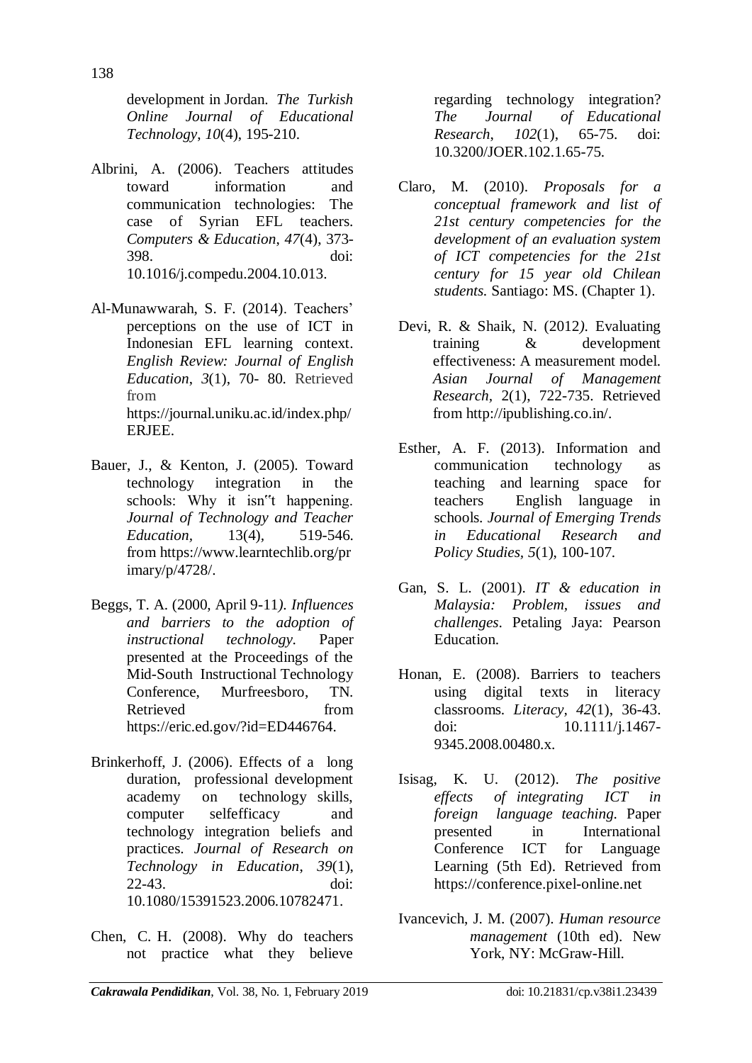development in Jordan. *The Turkish Online Journal of Educational Technology*, *10*(4), 195-210.

Albrini, A. (2006). Teachers attitudes toward information and communication technologies: The case of Syrian EFL teachers. *Computers & Education*, *47*(4), 373-398. doi: 10.1016/j.compedu.2004.10.013.

Al-Munawwarah, S. F. (2014). Teachers' perceptions on the use of ICT in Indonesian EFL learning context. *English Review: Journal of English Education*, *3*(1), 70- 80. Retrieved from https://journal.uniku.ac.id/index.php/ERJEE.

Bauer, J., & Kenton, J. (2005). Toward technology integration in the schools: Why it isn"t happening. *Journal of Technology and Teacher Education*, 13(4), 519-546. from https://www.learntechlib.org/primary/p/4728/.

Beggs, T. A. (2000, April 9-11*). Influences and barriers to the adoption of instructional technology*. Paper presented at the Proceedings of the Mid-South Instructional Technology Conference, Murfreesboro, TN. Retrieved from https://eric.ed.gov/?id=ED446764.

Brinkerhoff, J. (2006). Effects of a long duration, professional development academy on technology skills, computer selfefficacy and technology integration beliefs and practices. *Journal of Research on Technology in Education*, *39*(1), 22-43. doi: 10.1080/15391523.2006.10782471.

Chen, C. H. (2008). Why do teachers not practice what they believe regarding technology integration? *The Journal of Educational Research*, *102*(1), 65-75. doi: 10.3200/JOER.102.1.65-75.

Claro, M. (2010). *Proposals for a conceptual framework and list of 21st century competencies for the development of an evaluation system of ICT competencies for the 21st century for 15 year old Chilean students.* Santiago: MS. (Chapter 1).

Devi, R. & Shaik, N. (2012*).* Evaluating training & development effectiveness: A measurement model. *Asian Journal of Management Research*, 2(1), 722-735. Retrieved from http://ipublishing.co.in/.

Esther, A. F. (2013). Information and communication technology as teaching and learning space for teachers English language in schools. *Journal of Emerging Trends in Educational Research and Policy Studies*, *5*(1), 100-107.

Gan, S. L. (2001). *IT & education in Malaysia: Problem, issues and challenges*. Petaling Jaya: Pearson Education.

Honan, E. (2008). Barriers to teachers using digital texts in literacy classrooms. *Literacy*, *42*(1), 36-43. doi: 10.1111/j.1467-9345.2008.00480.x.

Isisag, K. U. (2012). *The positive effects of integrating ICT in foreign language teaching.* Paper presented in International Conference ICT for Language Learning (5th Ed). Retrieved from https://conference.pixel-online.net

Ivancevich, J. M. (2007). *Human resource management* (10th ed). New York, NY: McGraw-Hill.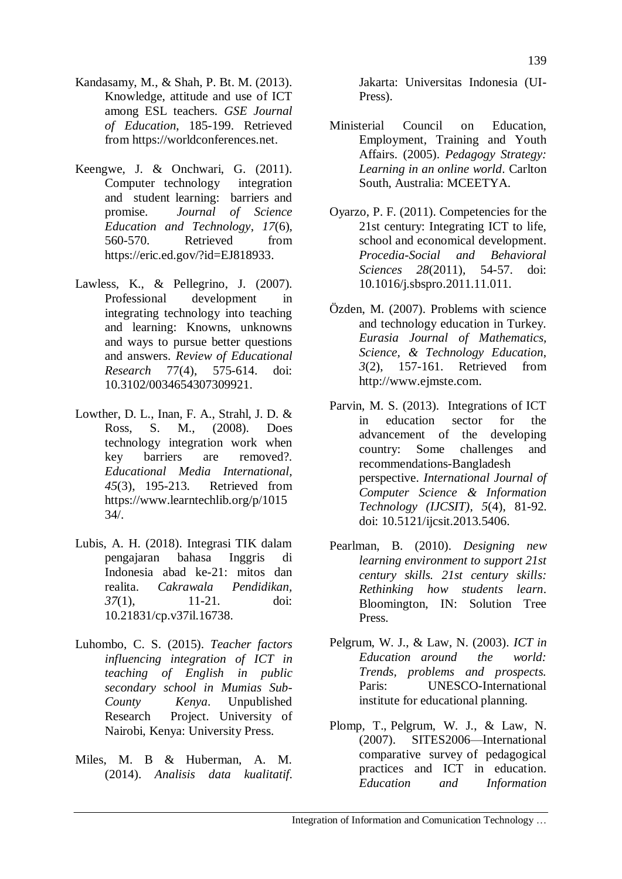Kandasamy, M., & Shah, P. Bt. M. (2013). Knowledge, attitude and use of ICT among ESL teachers. *GSE Journal of Education*, 185-199. Retrieved from https://worldconferences.net.

Keengwe, J. & Onchwari, G. (2011). Computer technology integration and student learning: barriers and promise. *Journal of Science Education and Technology*, *17*(6), 560-570. Retrieved from https://eric.ed.gov/?id=EJ818933.

Lawless, K., & Pellegrino, J. (2007). Professional development in integrating technology into teaching and learning: Knowns, unknowns and ways to pursue better questions and answers. *Review of Educational Research* 77(4), 575-614. doi: 10.3102/0034654307309921.

Lowther, D. L., Inan, F. A., Strahl, J. D. & Ross, S. M., (2008). Does technology integration work when key barriers are removed?. *Educational Media International*, *45*(3), 195-213. Retrieved from https://www.learntechlib.org/p/101534/.

Lubis, A. H. (2018). Integrasi TIK dalam pengajaran bahasa Inggris di Indonesia abad ke-21: mitos dan realita. *Cakrawala Pendidikan*, *37*(1), 11-21. doi: 10.21831/cp.v37il.16738.

Luhombo, C. S. (2015). *Teacher factors influencing integration of ICT in teaching of English in public secondary school in Mumias Sub-County Kenya*. Unpublished Research Project. University of Nairobi, Kenya: University Press.

Miles, M. B & Huberman, A. M. (2014). *Analisis data kualitatif*. Jakarta: Universitas Indonesia (UI-Press).

Ministerial Council on Education, Employment, Training and Youth Affairs. (2005). *Pedagogy Strategy: Learning in an online world*. Carlton South, Australia: MCEETYA.

Oyarzo, P. F. (2011). Competencies for the 21st century: Integrating ICT to life, school and economical development. *Procedia-Social and Behavioral Sciences 28*(2011), 54-57. doi: 10.1016/j.sbspro.2011.11.011.

Özden, M. (2007). Problems with science and technology education in Turkey. *Eurasia Journal of Mathematics, Science, & Technology Education*, *3*(2), 157-161. Retrieved from http://www.ejmste.com.

Parvin, M. S. (2013). Integrations of ICT in education sector for the advancement of the developing country: Some challenges and recommendations-Bangladesh perspective. *International Journal of Computer Science & Information Technology (IJCSIT)*, *5*(4), 81-92. doi: 10.5121/ijcsit.2013.5406.

Pearlman, B. (2010). *Designing new learning environment to support 21st century skills. 21st century skills: Rethinking how students learn*. Bloomington, IN: Solution Tree Press.

Pelgrum, W. J., & Law, N. (2003). *ICT in Education around the world: Trends, problems and prospects.* Paris: UNESCO-International institute for educational planning.

Plomp, T., Pelgrum, W. J., & Law, N. (2007). SITES2006—International comparative survey of pedagogical practices and ICT in education. *Education and Information*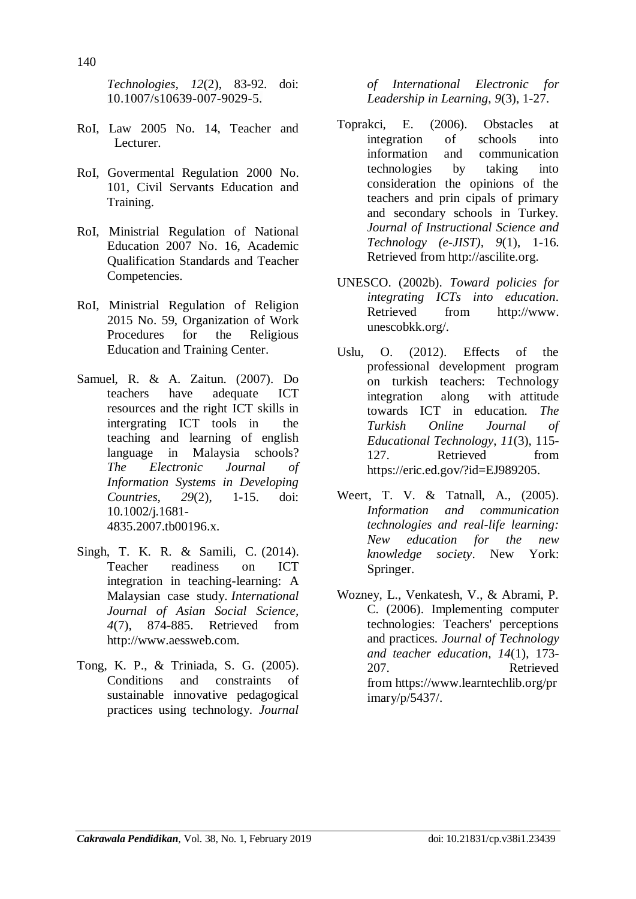*Technologies, 12*(2), 83-92. doi: 10.1007/s10639-007-9029-5.

RoI, Law 2005 No. 14, Teacher and Lecturer.

RoI, Govermental Regulation 2000 No. 101, Civil Servants Education and Training.

RoI, Ministrial Regulation of National Education 2007 No. 16, Academic Qualification Standards and Teacher Competencies.

RoI, Ministrial Regulation of Religion 2015 No. 59, Organization of Work Procedures for the Religious Education and Training Center.

Samuel, R. & A. Zaitun. (2007). Do teachers have adequate ICT resources and the right ICT skills in intergrating ICT tools in the teaching and learning of english language in Malaysia schools? *The Electronic Journal of Information Systems in Developing Countries*, *29*(2), 1-15. doi: 10.1002/j.1681-4835.2007.tb00196.x.

Singh, T. K. R. & Samili, C. (2014). Teacher readiness on ICT integration in teaching-learning: A Malaysian case study. *International Journal of Asian Social Science, 4*(7), 874-885. Retrieved from http://www.aessweb.com.

Tong, K. P., & Triniada, S. G. (2005). Conditions and constraints of sustainable innovative pedagogical practices using technology. *Journal of International Electronic for Leadership in Learning*, *9*(3), 1-27.

Toprakci, E. (2006). Obstacles at integration of schools into information and communication technologies by taking into consideration the opinions of the teachers and prin cipals of primary and secondary schools in Turkey. *Journal of Instructional Science and Technology (e-JIST), 9*(1), 1-16. Retrieved from http://ascilite.org.

UNESCO. (2002b). *Toward policies for integrating ICTs into education*. Retrieved from http://www. unescobkk.org/.

Uslu, O. (2012). Effects of the professional development program on turkish teachers: Technology integration along with attitude towards ICT in education. *The Turkish Online Journal of Educational Technology*, *11*(3), 115-127. Retrieved from https://eric.ed.gov/?id=EJ989205.

Weert, T. V. & Tatnall, A., (2005). *Information and communication technologies and real-life learning: New education for the new knowledge society*. New York: Springer.

Wozney, L., Venkatesh, V., & Abrami, P. C. (2006). Implementing computer technologies: Teachers' perceptions and practices. *Journal of Technology and teacher education, 14*(1), 173-207. Retrieved from https://www.learntechlib.org/primary/p/5437/.